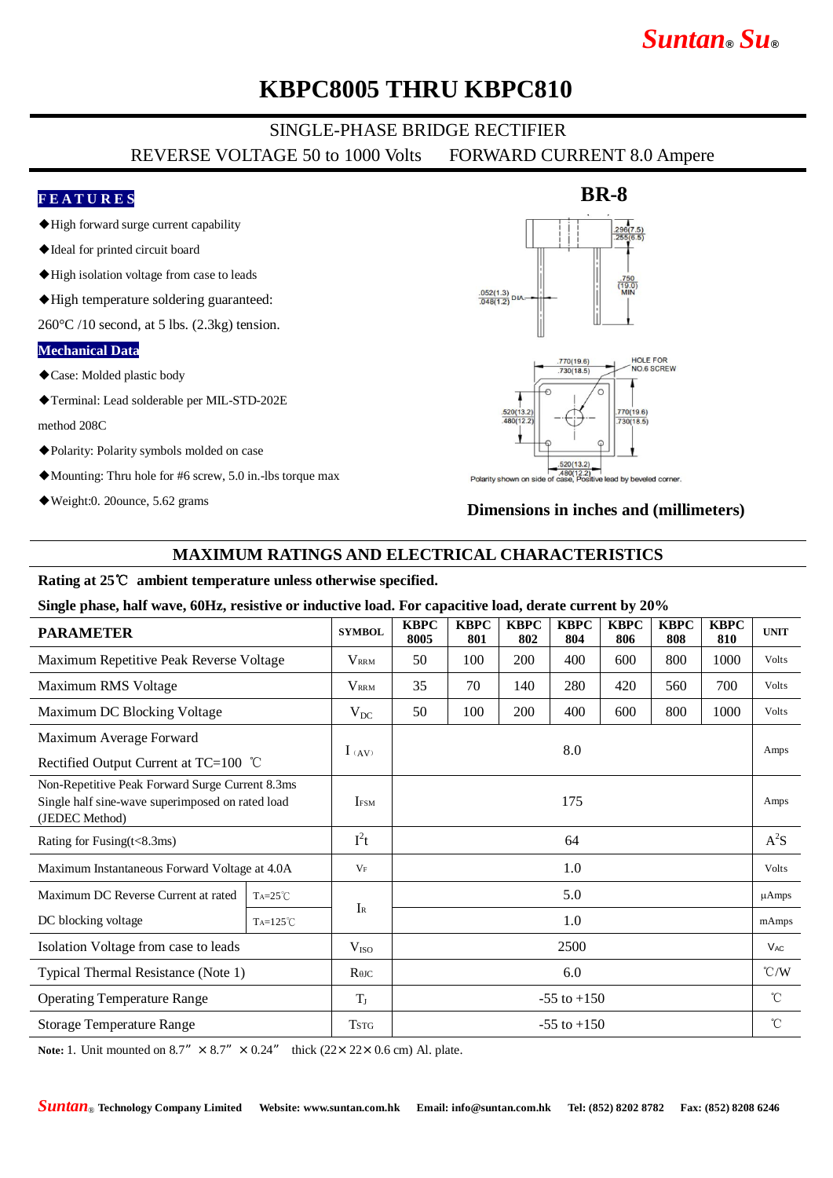Suntan® Su®

# KBPC8005 THRU KBPC810

## SINGLE-PHASE BRIDGE RECTIFIER

REVERSE VOLTAGE 50 to 1000 Volts FORWARD CURRENT 8.0 Ampere

### FEATURES

- ◆High forward surge current capability
- ◆Ideal for printed circuit board
- ◆High isolation voltage from case to leads
- ◆High temperature soldering guaranteed: 260℃ /10 second, at 5 lbs. (2.3kg) tension.

### Mechanical Data

- ◆Case: Molded plastic body
- ◆Terminal: Lead solderable per MIL-STD-202E method 208C
- ◆Polarity: Polarity symbols molded on case
- ◆Mounting: Thru hole for #6 screw, 5.0 in.-lbs torque max
- ◆Weight:0. 20ounce, 5.62 grams

**BR-8**

.296(7.5) .255(6.5)

.750 (19.0) MIN

.052(1.3) .048(1.2) DIA.

.770(19.6) .730(18.5)

HOLE FOR NO.6 SCREW

.520(13.2) .480(12.2)

.770(19.6) .730(18.5)

.520(13.2) .480(12.2)

Polarity shown on side of case, Positive lead by beveled corner.

**Dimensions in inches and (millimeters)**

## MAXIMUM RATINGS AND ELECTRICAL CHARACTERISTICS

**Rating at 25℃ ambient temperature unless otherwise specified.**

**Single phase, half wave, 60Hz, resistive or inductive load. For capacitive load, derate current by 20%**

| PARAMETER | | SYMBOL | KBPC 8005 | KBPC 801 | KBPC 802 | KBPC 804 | KBPC 806 | KBPC 808 | KBPC 810 | UNIT |
|---|---|---|---|---|---|---|---|---|---|---|
| Maximum Repetitive Peak Reverse Voltage | | $V_{RRM}$ | 50 | 100 | 200 | 400 | 600 | 800 | 1000 | Volts |
| Maximum RMS Voltage | | $V_{RRM}$ | 35 | 70 | 140 | 280 | 420 | 560 | 700 | Volts |
| Maximum DC Blocking Voltage | | $V_{DC}$ | 50 | 100 | 200 | 400 | 600 | 800 | 1000 | Volts |
| Maximum Average Forward Rectified Output Current at TC=100 ℃ | | $I_{(AV)}$ | 8.0 | | | | | | | Amps |
| Non-Repetitive Peak Forward Surge Current 8.3ms Single half sine-wave superimposed on rated load (JEDEC Method) | | $I_{FSM}$ | 175 | | | | | | | Amps |
| Rating for Fusing(t<8.3ms) | | $I^2t$ | 64 | | | | | | | $A^2S$ |
| Maximum Instantaneous Forward Voltage at 4.0A | | $V_F$ | 1.0 | | | | | | | Volts |
| Maximum DC Reverse Current at rated DC blocking voltage | $T_A$=25℃ | $I_R$ | 5.0 | | | | | | | µAmps |
| | $T_A$=125℃ | | 1.0 | | | | | | | mAmps |
| Isolation Voltage from case to leads | | $V_{ISO}$ | 2500 | | | | | | | $V_{AC}$ |
| Typical Thermal Resistance (Note 1) | | $R_{θJC}$ | 6.0 | | | | | | | ℃/W |
| Operating Temperature Range | | $T_J$ | -55 to +150 | | | | | | | ℃ |
| Storage Temperature Range | | $T_{STG}$ | -55 to +150 | | | | | | | ℃ |

**Note:** 1. Unit mounted on 8.7″ × 8.7″ × 0.24″ thick (22× 22× 0.6 cm) Al. plate.

Suntan® Technology Company Limited Website: www.suntan.com.hk Email: info@suntan.com.hk Tel: (852) 8202 8782 Fax: (852) 8208 6246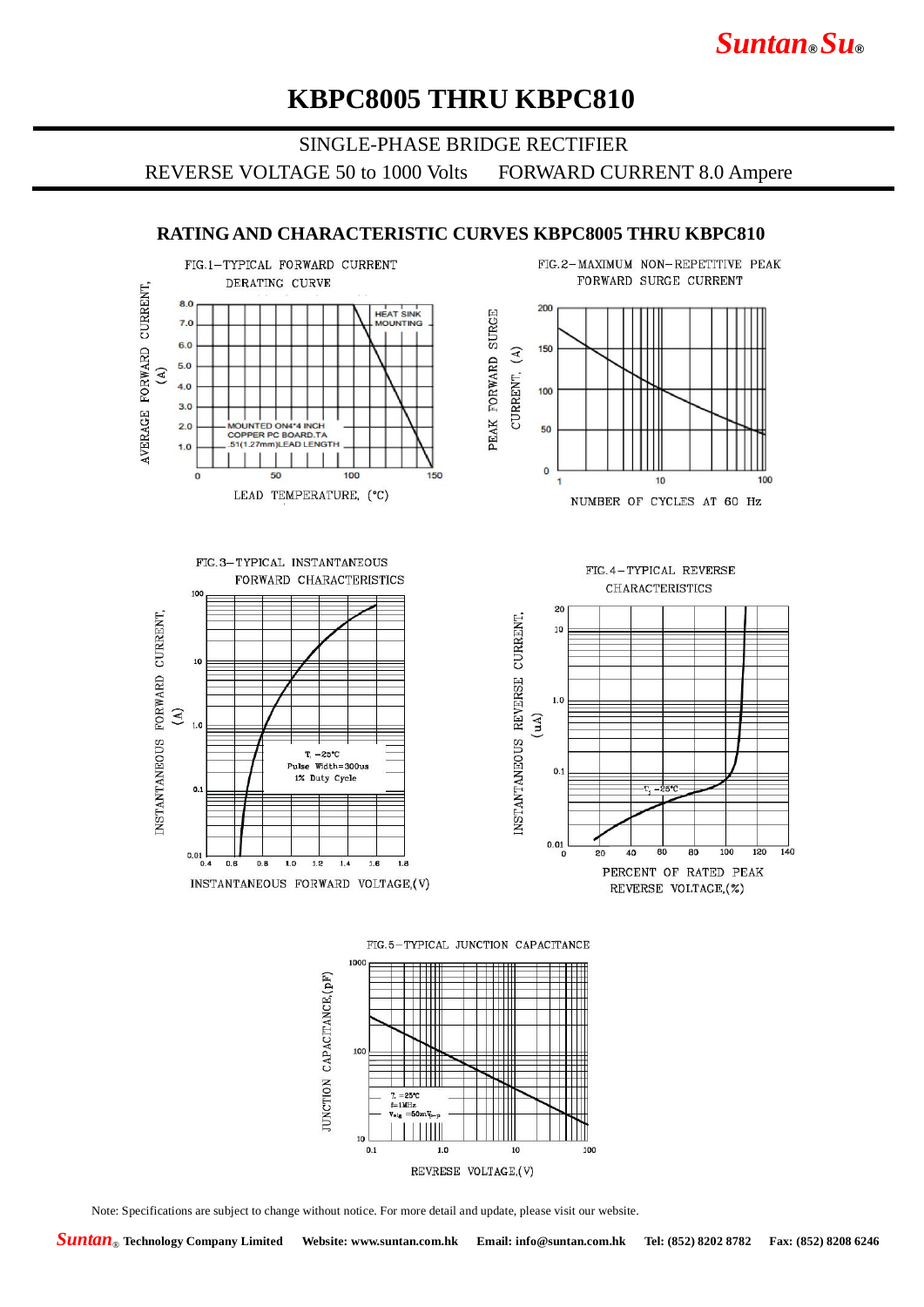# KBPC8005 THRU KBPC810

SINGLE-PHASE BRIDGE RECTIFIER

REVERSE VOLTAGE 50 to 1000 Volts FORWARD CURRENT 8.0 Ampere

## RATING AND CHARACTERISTIC CURVES KBPC8005 THRU KBPC810

FIG.1–TYPICAL FORWARD CURRENT DERATING CURVE

AVERAGE FORWARD CURRENT, (A)

8.0
7.0
6.0
5.0
4.0
3.0
2.0
1.0

0 50 100 150

HEAT SINK MOUNTING

MOUNTED ON4*4 INCH COPPER PC BOARD.TA .51(1.27mm)LEAD LENGTH

LEAD TEMPERATURE, (°C)

FIG.2–MAXIMUM NON-REPETITIVE PEAK FORWARD SURGE CURRENT

PEAK FORWARD SURGE CURRENT, (A)

200
150
100
50
0

1 10 100

NUMBER OF CYCLES AT 60 Hz

FIG.3–TYPICAL INSTANTANEOUS FORWARD CHARACTERISTICS

INSTANTANEOUS FORWARD CURRENT, (A)

100
10
1.0
0.1
0.01

0.4 0.6 0.8 1.0 1.2 1.4 1.6 1.8

$T_j$ =25°C
Pulse Width=300us
1% Duty Cycle

INSTANTANEOUS FORWARD VOLTAGE,(V)

FIG. 4–TYPICAL REVERSE CHARACTERISTICS

INSTANTANEOUS REVERSE CURRENT, (uA)

20
10
1.0
0.1
0.01

0 20 40 60 80 100 120 140

$T_j$ =25°C

PERCENT OF RATED PEAK REVERSE VOLTAGE,(%)

FIG.5–TYPICAL JUNCTION CAPACITANCE

JUNCTION CAPACITANCE,(pF)

1000
100
10

0.1 1.0 10 100

$T_j$ =25°C
f=1MHz
$V_{sig}$ =50mV$_{p-p}$

REVRESE VOLTAGE,(V)

Note: Specifications are subject to change without notice. For more detail and update, please visit our website.

**Suntan® Technology Company Limited** **Website: www.suntan.com.hk** **Email: info@suntan.com.hk** **Tel: (852) 8202 8782** **Fax: (852) 8208 6246**